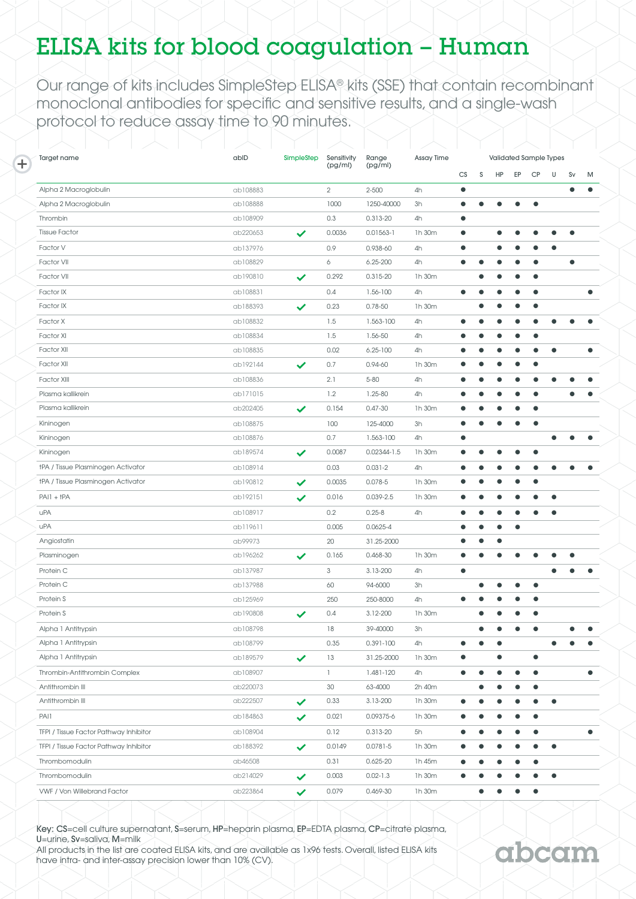# ELISA kits for blood coagulation – Human

Our range of kits includes SimpleStep ELISA® kits (SSE) that contain recombinant monoclonal antibodies for specific and sensitive results, and a single-wash protocol to reduce assay time to 90 minutes.

| Target name | abID | SimpleStep | Sensitivity (pg/ml) | Range (pg/ml) | Assay Time | Validated Sample Types | | | | | | | |
|---|---|---|---|---|---|---|---|---|---|---|---|---|---|
| | | | | | | CS | S | HP | EP | CP | U | Sv | M |
| Alpha 2 Macroglobulin | ab108883 | | 2 | 2-500 | 4h | ● | | | | | | ● | ● |
| Alpha 2 Macroglobulin | ab108888 | | 1000 | 1250-40000 | 3h | ● | ● | ● | ● | ● | | | |
| Thrombin | ab108909 | | 0.3 | 0.313-20 | 4h | ● | | | | | | | |
| Tissue Factor | ab220653 | ✔ | 0.0036 | 0.01563-1 | 1h 30m | ● | | ● | ● | ● | ● | ● | |
| Factor V | ab137976 | | 0.9 | 0.938-60 | 4h | ● | | ● | ● | ● | ● | | |
| Factor VII | ab108829 | | 6 | 6.25-200 | 4h | ● | ● | ● | ● | ● | | ● | |
| Factor VII | ab190810 | ✔ | 0.292 | 0.315-20 | 1h 30m | | ● | ● | ● | ● | | | |
| Factor IX | ab108831 | | 0.4 | 1.56-100 | 4h | ● | ● | ● | ● | ● | | | ● |
| Factor IX | ab188393 | ✔ | 0.23 | 0.78-50 | 1h 30m | | ● | ● | ● | ● | | | |
| Factor X | ab108832 | | 1.5 | 1.563-100 | 4h | ● | ● | ● | ● | ● | ● | ● | ● |
| Factor XI | ab108834 | | 1.5 | 1.56-50 | 4h | ● | ● | ● | ● | ● | | | |
| Factor XII | ab108835 | | 0.02 | 6.25-100 | 4h | ● | ● | ● | ● | ● | ● | | ● |
| Factor XII | ab192144 | ✔ | 0.7 | 0.94-60 | 1h 30m | ● | ● | ● | ● | ● | | | |
| Factor XIII | ab108836 | | 2.1 | 5-80 | 4h | ● | ● | ● | ● | ● | ● | ● | ● |
| Plasma kallikrein | ab171015 | | 1.2 | 1.25-80 | 4h | ● | ● | ● | ● | ● | | ● | ● |
| Plasma kallikrein | ab202405 | ✔ | 0.154 | 0.47-30 | 1h 30m | ● | ● | ● | ● | ● | | | |
| Kininogen | ab108875 | | 100 | 125-4000 | 3h | ● | ● | ● | ● | ● | | | |
| Kininogen | ab108876 | | 0.7 | 1.563-100 | 4h | ● | | | | | ● | ● | ● |
| Kininogen | ab189574 | ✔ | 0.0087 | 0.02344-1.5 | 1h 30m | ● | ● | ● | ● | ● | | | |
| tPA / Tissue Plasminogen Activator | ab108914 | | 0.03 | 0.031-2 | 4h | ● | ● | ● | ● | ● | ● | ● | ● |
| tPA / Tissue Plasminogen Activator | ab190812 | ✔ | 0.0035 | 0.078-5 | 1h 30m | ● | ● | ● | ● | ● | | | |
| PAI1 + tPA | ab192151 | ✔ | 0.016 | 0.039-2.5 | 1h 30m | ● | ● | ● | ● | ● | ● | | |
| uPA | ab108917 | | 0.2 | 0.25-8 | 4h | ● | ● | ● | ● | ● | ● | | |
| uPA | ab119611 | | 0.005 | 0.0625-4 | | ● | ● | ● | ● | | | | |
| Angiostatin | ab99973 | | 20 | 31.25-2000 | | ● | ● | ● | | | | | |
| Plasminogen | ab196262 | ✔ | 0.165 | 0.468-30 | 1h 30m | ● | ● | ● | ● | ● | ● | ● | |
| Protein C | ab137987 | | 3 | 3.13-200 | 4h | ● | | | | | ● | ● | ● |
| Protein C | ab137988 | | 60 | 94-6000 | 3h | | ● | ● | ● | ● | | | |
| Protein S | ab125969 | | 250 | 250-8000 | 4h | ● | ● | ● | ● | ● | | | |
| Protein S | ab190808 | ✔ | 0.4 | 3.12-200 | 1h 30m | | ● | ● | ● | ● | | | |
| Alpha 1 Antitrypsin | ab108798 | | 18 | 39-40000 | 3h | | ● | ● | ● | ● | | ● | ● |
| Alpha 1 Antitrypsin | ab108799 | | 0.35 | 0.391-100 | 4h | ● | ● | ● | | | ● | ● | ● |
| Alpha 1 Antitrypsin | ab189579 | ✔ | 13 | 31.25-2000 | 1h 30m | ● | | ● | | ● | | | |
| Thrombin-Antithrombin Complex | ab108907 | | 1 | 1.481-120 | 4h | ● | ● | ● | ● | ● | | | ● |
| Antithrombin III | ab220073 | | 30 | 63-4000 | 2h 40m | | ● | ● | ● | ● | | | |
| Antithrombin III | ab222507 | ✔ | 0.33 | 3.13-200 | 1h 30m | ● | ● | ● | ● | ● | ● | | |
| PAI1 | ab184863 | ✔ | 0.021 | 0.09375-6 | 1h 30m | ● | ● | ● | ● | ● | | | |
| TFPI / Tissue Factor Pathway Inhibitor | ab108904 | | 0.12 | 0.313-20 | 5h | ● | ● | ● | ● | ● | | | ● |
| TFPI / Tissue Factor Pathway Inhibitor | ab188392 | ✔ | 0.0149 | 0.0781-5 | 1h 30m | ● | ● | ● | ● | ● | ● | | |
| Thrombomodulin | ab46508 | | 0.31 | 0.625-20 | 1h 45m | ● | ● | ● | ● | ● | | | |
| Thrombomodulin | ab214029 | ✔ | 0.003 | 0.02-1.3 | 1h 30m | ● | ● | ● | ● | ● | ● | | |
| VWF / Von Willebrand Factor | ab223864 | ✔ | 0.079 | 0.469-30 | 1h 30m | | ● | ● | ● | ● | | | |

Key: CS=cell culture supernatant, S=serum, HP=heparin plasma, EP=EDTA plasma, CP=citrate plasma, U=urine, Sv=saliva, M=milk

All products in the list are coated ELISA kits, and are available as 1x96 tests. Overall, listed ELISA kits have intra- and inter-assay precision lower than 10% (CV).

abcam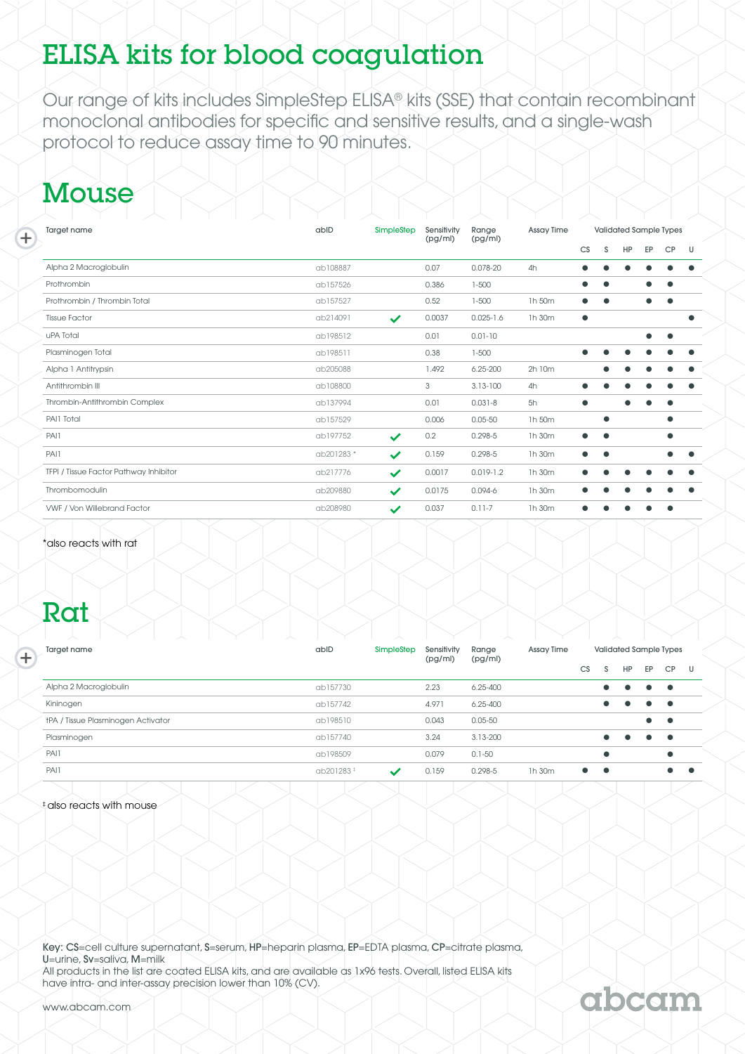# ELISA kits for blood coagulation

Our range of kits includes SimpleStep ELISA® kits (SSE) that contain recombinant monoclonal antibodies for specific and sensitive results, and a single-wash protocol to reduce assay time to 90 minutes.

## Mouse

| Target name | abID | SimpleStep | Sensitivity (pg/ml) | Range (pg/ml) | Assay Time | Validated Sample Types | | | | | |
|---|---|---|---|---|---|---|---|---|---|---|---|
| | | | | | | CS | S | HP | EP | CP | U |
| Alpha 2 Macroglobulin | ab108887 | | 0.07 | 0.078-20 | 4h | ● | ● | ● | ● | ● | ● |
| Prothrombin | ab157526 | | 0.386 | 1-500 | | ● | ● | | ● | ● | |
| Prothrombin / Thrombin Total | ab157527 | | 0.52 | 1-500 | 1h 50m | ● | ● | | ● | ● | |
| Tissue Factor | ab214091 | ✓ | 0.0037 | 0.025-1.6 | 1h 30m | ● | | | | | ● |
| uPA Total | ab198512 | | 0.01 | 0.01-10 | | | | | ● | ● | |
| Plasminogen Total | ab198511 | | 0.38 | 1-500 | | ● | ● | ● | ● | ● | ● |
| Alpha 1 Antitrypsin | ab205088 | | 1.492 | 6.25-200 | 2h 10m | | ● | ● | ● | ● | ● |
| Antithrombin III | ab108800 | | 3 | 3.13-100 | 4h | ● | ● | ● | ● | ● | ● |
| Thrombin-Antithrombin Complex | ab137994 | | 0.01 | 0.031-8 | 5h | ● | | ● | ● | ● | |
| PAI1 Total | ab157529 | | 0.006 | 0.05-50 | 1h 50m | | ● | | | ● | |
| PAI1 | ab197752 | ✓ | 0.2 | 0.298-5 | 1h 30m | ● | ● | | | ● | |
| PAI1 | ab201283 * | ✓ | 0.159 | 0.298-5 | 1h 30m | ● | ● | | | ● | ● |
| TFPI / Tissue Factor Pathway Inhibitor | ab217776 | ✓ | 0.0017 | 0.019-1.2 | 1h 30m | ● | ● | ● | ● | ● | ● |
| Thrombomodulin | ab209880 | ✓ | 0.0175 | 0.094-6 | 1h 30m | ● | ● | ● | ● | ● | ● |
| VWF / Von Willebrand Factor | ab208980 | ✓ | 0.037 | 0.11-7 | 1h 30m | ● | ● | ● | ● | ● | |

*also reacts with rat

## Rat

| Target name | abID | SimpleStep | Sensitivity (pg/ml) | Range (pg/ml) | Assay Time | Validated Sample Types | | | | | |
|---|---|---|---|---|---|---|---|---|---|---|---|
| | | | | | | CS | S | HP | EP | CP | U |
| Alpha 2 Macroglobulin | ab157730 | | 2.23 | 6.25-400 | | | ● | ● | ● | ● | |
| Kininogen | ab157742 | | 4.971 | 6.25-400 | | | ● | ● | ● | ● | |
| tPA / Tissue Plasminogen Activator | ab198510 | | 0.043 | 0.05-50 | | | | | ● | ● | |
| Plasminogen | ab157740 | | 3.24 | 3.13-200 | | | ● | ● | ● | ● | |
| PAI1 | ab198509 | | 0.079 | 0.1-50 | | | ● | | | ● | |
| PAI1 | ab201283 ‡ | ✓ | 0.159 | 0.298-5 | 1h 30m | ● | ● | | | ● | ● |

‡ also reacts with mouse

**Key:** **CS**=cell culture supernatant, **S**=serum, **HP**=heparin plasma, **EP**=EDTA plasma, **CP**=citrate plasma, **U**=urine, **Sv**=saliva, **M**=milk
All products in the list are coated ELISA kits, and are available as 1x96 tests. Overall, listed ELISA kits have intra- and inter-assay precision lower than 10% (CV).

www.abcam.com

abcam